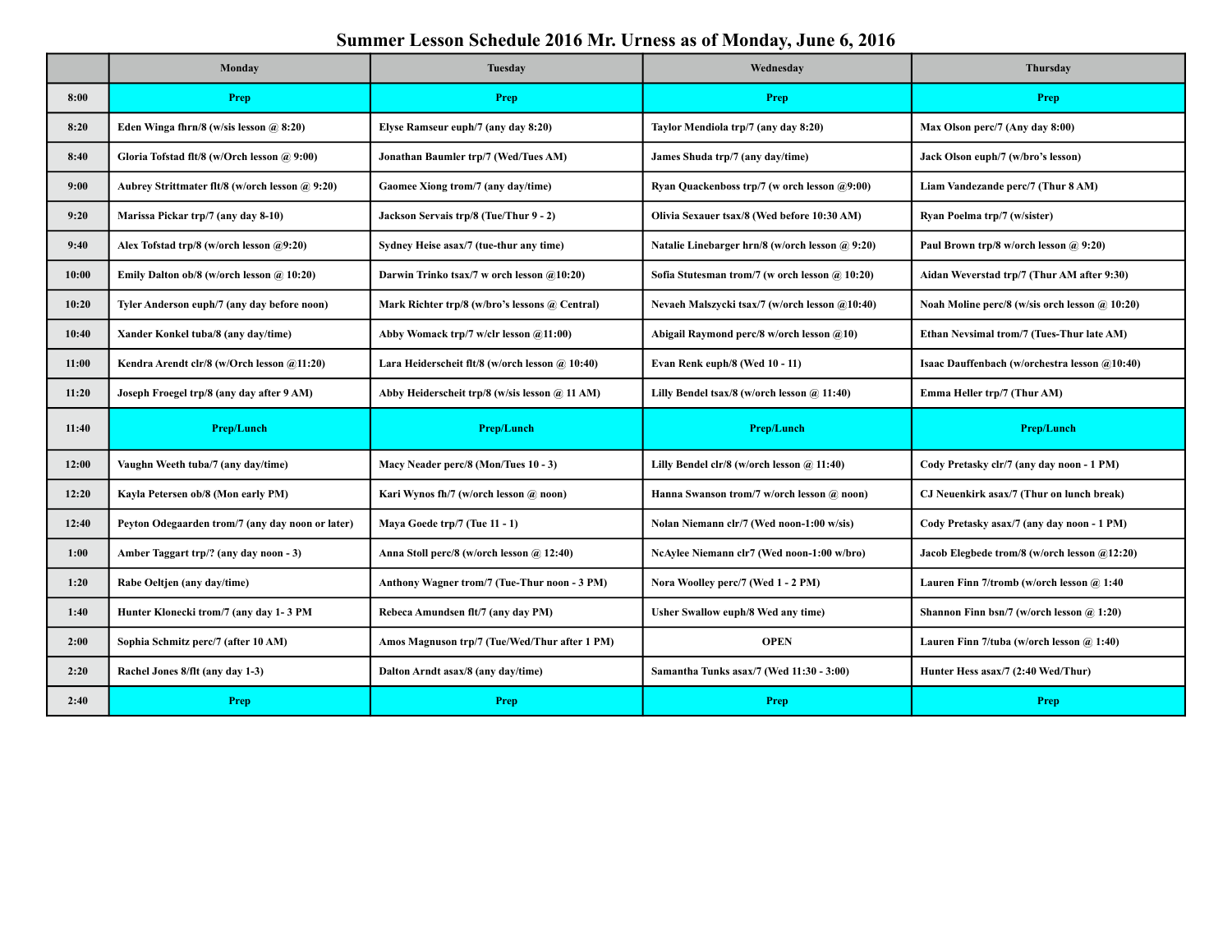# Summer Lesson Schedule 2016 Mr. Urness as of Monday, June 6, 2016

| | Monday | Tuesday | Wednesday | Thursday |
|---|---|---|---|---|
| 8:00 | Prep | Prep | Prep | Prep |
| 8:20 | Eden Winga fhrn/8 (w/sis lesson @ 8:20) | Elyse Ramseur euph/7 (any day 8:20) | Taylor Mendiola trp/7 (any day 8:20) | Max Olson perc/7 (Any day 8:00) |
| 8:40 | Gloria Tofstad flt/8 (w/Orch lesson @ 9:00) | Jonathan Baumler trp/7 (Wed/Tues AM) | James Shuda trp/7 (any day/time) | Jack Olson euph/7 (w/bro's lesson) |
| 9:00 | Aubrey Strittmater flt/8 (w/orch lesson @ 9:20) | Gaomee Xiong trom/7 (any day/time) | Ryan Quackenboss trp/7 (w orch lesson @9:00) | Liam Vandezande perc/7 (Thur 8 AM) |
| 9:20 | Marissa Pickar trp/7 (any day 8-10) | Jackson Servais trp/8 (Tue/Thur 9 - 2) | Olivia Sexauer tsax/8 (Wed before 10:30 AM) | Ryan Poelma trp/7 (w/sister) |
| 9:40 | Alex Tofstad trp/8 (w/orch lesson @9:20) | Sydney Heise asax/7 (tue-thur any time) | Natalie Linebarger hrn/8 (w/orch lesson @ 9:20) | Paul Brown trp/8 w/orch lesson @ 9:20) |
| 10:00 | Emily Dalton ob/8 (w/orch lesson @ 10:20) | Darwin Trinko tsax/7 w orch lesson @10:20) | Sofia Stutesman trom/7 (w orch lesson @ 10:20) | Aidan Weverstad trp/7 (Thur AM after 9:30) |
| 10:20 | Tyler Anderson euph/7 (any day before noon) | Mark Richter trp/8 (w/bro's lessons @ Central) | Nevaeh Malszycki tsax/7 (w/orch lesson @10:40) | Noah Moline perc/8 (w/sis orch lesson @ 10:20) |
| 10:40 | Xander Konkel tuba/8 (any day/time) | Abby Womack trp/7 w/clr lesson @11:00) | Abigail Raymond perc/8 w/orch lesson @10) | Ethan Nevsimal trom/7 (Tues-Thur late AM) |
| 11:00 | Kendra Arendt clr/8 (w/Orch lesson @11:20) | Lara Heiderscheit flt/8 (w/orch lesson @ 10:40) | Evan Renk euph/8 (Wed 10 - 11) | Isaac Dauffenbach (w/orchestra lesson @10:40) |
| 11:20 | Joseph Froegel trp/8 (any day after 9 AM) | Abby Heiderscheit trp/8 (w/sis lesson @ 11 AM) | Lilly Bendel tsax/8 (w/orch lesson @ 11:40) | Emma Heller trp/7 (Thur AM) |
| 11:40 | Prep/Lunch | Prep/Lunch | Prep/Lunch | Prep/Lunch |
| 12:00 | Vaughn Weeth tuba/7 (any day/time) | Macy Neader perc/8 (Mon/Tues 10 - 3) | Lilly Bendel clr/8 (w/orch lesson @ 11:40) | Cody Pretasky clr/7 (any day noon - 1 PM) |
| 12:20 | Kayla Petersen ob/8 (Mon early PM) | Kari Wynos fh/7 (w/orch lesson @ noon) | Hanna Swanson trom/7 w/orch lesson @ noon) | CJ Neuenkirk asax/7 (Thur on lunch break) |
| 12:40 | Peyton Odegaarden trom/7 (any day noon or later) | Maya Goede trp/7 (Tue 11 - 1) | Nolan Niemann clr/7 (Wed noon-1:00 w/sis) | Cody Pretasky asax/7 (any day noon - 1 PM) |
| 1:00 | Amber Taggart trp/? (any day noon - 3) | Anna Stoll perc/8 (w/orch lesson @ 12:40) | NcAylee Niemann clr7 (Wed noon-1:00 w/bro) | Jacob Elegbede trom/8 (w/orch lesson @12:20) |
| 1:20 | Rabe Oeltjen (any day/time) | Anthony Wagner trom/7 (Tue-Thur noon - 3 PM) | Nora Woolley perc/7 (Wed 1 - 2 PM) | Lauren Finn 7/tromb (w/orch lesson @ 1:40 |
| 1:40 | Hunter Klonecki trom/7 (any day 1- 3 PM | Rebeca Amundsen flt/7 (any day PM) | Usher Swallow euph/8 Wed any time) | Shannon Finn bsn/7 (w/orch lesson @ 1:20) |
| 2:00 | Sophia Schmitz perc/7 (after 10 AM) | Amos Magnuson trp/7 (Tue/Wed/Thur after 1 PM) | OPEN | Lauren Finn 7/tuba (w/orch lesson @ 1:40) |
| 2:20 | Rachel Jones 8/flt (any day 1-3) | Dalton Arndt asax/8 (any day/time) | Samantha Tunks asax/7 (Wed 11:30 - 3:00) | Hunter Hess asax/7 (2:40 Wed/Thur) |
| 2:40 | Prep | Prep | Prep | Prep |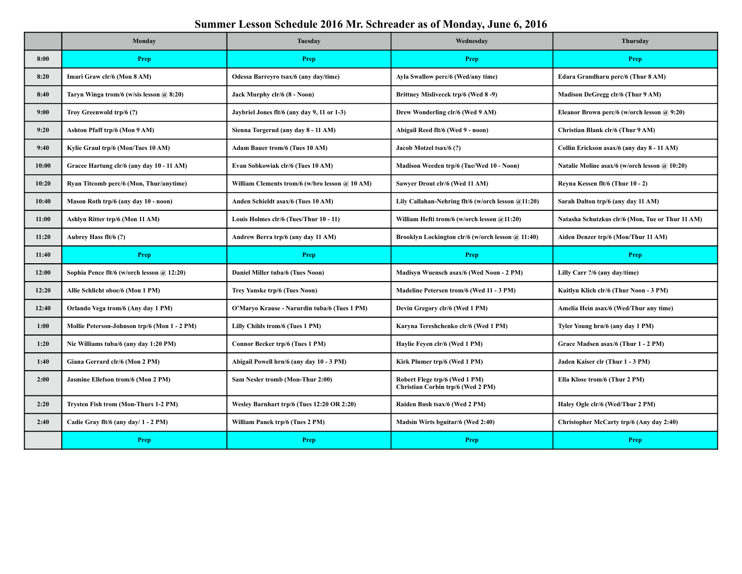# Summer Lesson Schedule 2016 Mr. Schreader as of Monday, June 6, 2016

| | Monday | Tuesday | Wednesday | Thursday |
|---|---|---|---|---|
| 8:00 | Prep | Prep | Prep | Prep |
| 8:20 | Imari Graw clr/6 (Mon 8 AM) | Odessa Barreyro tsax/6 (any day/time) | Ayla Swallow perc/6 (Wed/any time) | Edara Grandharu perc/6 (Thur 8 AM) |
| 8:40 | Taryn Winga trom/6 (w/sis lesson @ 8:20) | Jack Murphy clr/6 (8 - Noon) | Brittney Mislivecek trp/6 (Wed 8 -9) | Madison DeGregg clr/6 (Thur 9 AM) |
| 9:00 | Troy Greenwold trp/6 (?) | Jaybriel Jones flt/6 (any day 9, 11 or 1-3) | Drew Wonderling clr/6 (Wed 9 AM) | Eleanor Brown perc/6 (w/orch lesson @ 9:20) |
| 9:20 | Ashton Pfaff trp/6 (Mon 9 AM) | Sienna Torgerud (any day 8 - 11 AM) | Abigail Reed flt/6 (Wed 9 - noon) | Christian Blank clr/6 (Thur 9 AM) |
| 9:40 | Kylie Graul trp/6 (Mon/Tues 10 AM) | Adam Bauer trom/6 (Tues 10 AM) | Jacob Motzel tsax/6 (?) | Collin Erickson asax/6 (any day 8 - 11 AM) |
| 10:00 | Gracee Hartung clr/6 (any day 10 - 11 AM) | Evan Sobkowiak clr/6 (Tues 10 AM) | Madison Weeden trp/6 (Tue/Wed 10 - Noon) | Natalie Moline asax/6 (w/orch lesson @ 10:20) |
| 10:20 | Ryan Titcomb perc/6 (Mon, Thur/anytime) | William Clements trom/6 (w/bro lesson @ 10 AM) | Sawyer Drout clr/6 (Wed 11 AM) | Reyna Kessen flt/6 (Thur 10 - 2) |
| 10:40 | Mason Roth trp/6 (any day 10 - noon) | Anden Schieldt asax/6 (Tues 10 AM) | Lily Callahan-Nehring flt/6 (w/orch lesson @11:20) | Sarah Dalton trp/6 (any day 11 AM) |
| 11:00 | Ashlyn Ritter trp/6 (Mon 11 AM) | Louis Holmes clr/6 (Tues/Thur 10 - 11) | William Hefti trom/6 (w/orch lesson @11:20) | Natasha Schutzkus clr/6 (Mon, Tue or Thur 11 AM) |
| 11:20 | Aubrey Hass flt/6 (?) | Andrew Berra trp/6 (any day 11 AM) | Brooklyn Lockington clr/6 (w/orch lesson @ 11:40) | Aiden Denzer trp/6 (Mon/Thur 11 AM) |
| 11:40 | Prep | Prep | Prep | Prep |
| 12:00 | Sophia Pence flt/6 (w/orch lesson @ 12:20) | Daniel Miller tuba/6 (Tues Noon) | Madisyn Wuensch asax/6 (Wed Noon - 2 PM) | Lilly Carr ?/6 (any day/time) |
| 12:20 | Allie Schlicht oboe/6 (Mon 1 PM) | Trey Yanske trp/6 (Tues Noon) | Madeline Petersen trom/6 (Wed 11 - 3 PM) | Kaitlyn Klich clr/6 (Thur Noon - 3 PM) |
| 12:40 | Orlando Vega trom/6 (Any day 1 PM) | O'Maryo Krause - Narurdin tuba/6 (Tues 1 PM) | Devin Gregory clr/6 (Wed 1 PM) | Amelia Hein asax/6 (Wed/Thur any time) |
| 1:00 | Mollie Peterson-Johnson trp/6 (Mon 1 - 2 PM) | Lilly Childs trom/6 (Tues 1 PM) | Karyna Tereshchenko clr/6 (Wed 1 PM) | Tyler Young hrn/6 (any day 1 PM) |
| 1:20 | Nic Williams tuba/6 (any day 1:20 PM) | Connor Becker trp/6 (Tues 1 PM) | Haylie Feyen clr/6 (Wed 1 PM) | Grace Madsen asax/6 (Thur 1 - 2 PM) |
| 1:40 | Giana Gerrard clr/6 (Mon 2 PM) | Abigail Powell hrn/6 (any day 10 - 3 PM) | Kirk Plumer trp/6 (Wed 1 PM) | Jaden Kaiser clr (Thur 1 - 3 PM) |
| 2:00 | Jasmine Ellefson trom/6 (Mon 2 PM) | Sam Nesler tromb (Mon-Thur 2:00) | Robert Flege trp/6 (Wed 1 PM)<br>Christian Corbin trp/6 (Wed 2 PM) | Ella Klose trom/6 (Thur 2 PM) |
| 2:20 | Trysten Fish trom (Mon-Thurs 1-2 PM) | Wesley Barnhart trp/6 (Tues 12:20 OR 2:20) | Raiden Bush tsax/6 (Wed 2 PM) | Haley Ogle clr/6 (Wed/Thur 2 PM) |
| 2:40 | Cadie Gray flt/6 (any day/ 1 - 2 PM) | William Panek trp/6 (Tues 2 PM) | Madsin Wirts bguitar/6 (Wed 2:40) | Christopher McCarty trp/6 (Any day 2:40) |
| | Prep | Prep | Prep | Prep |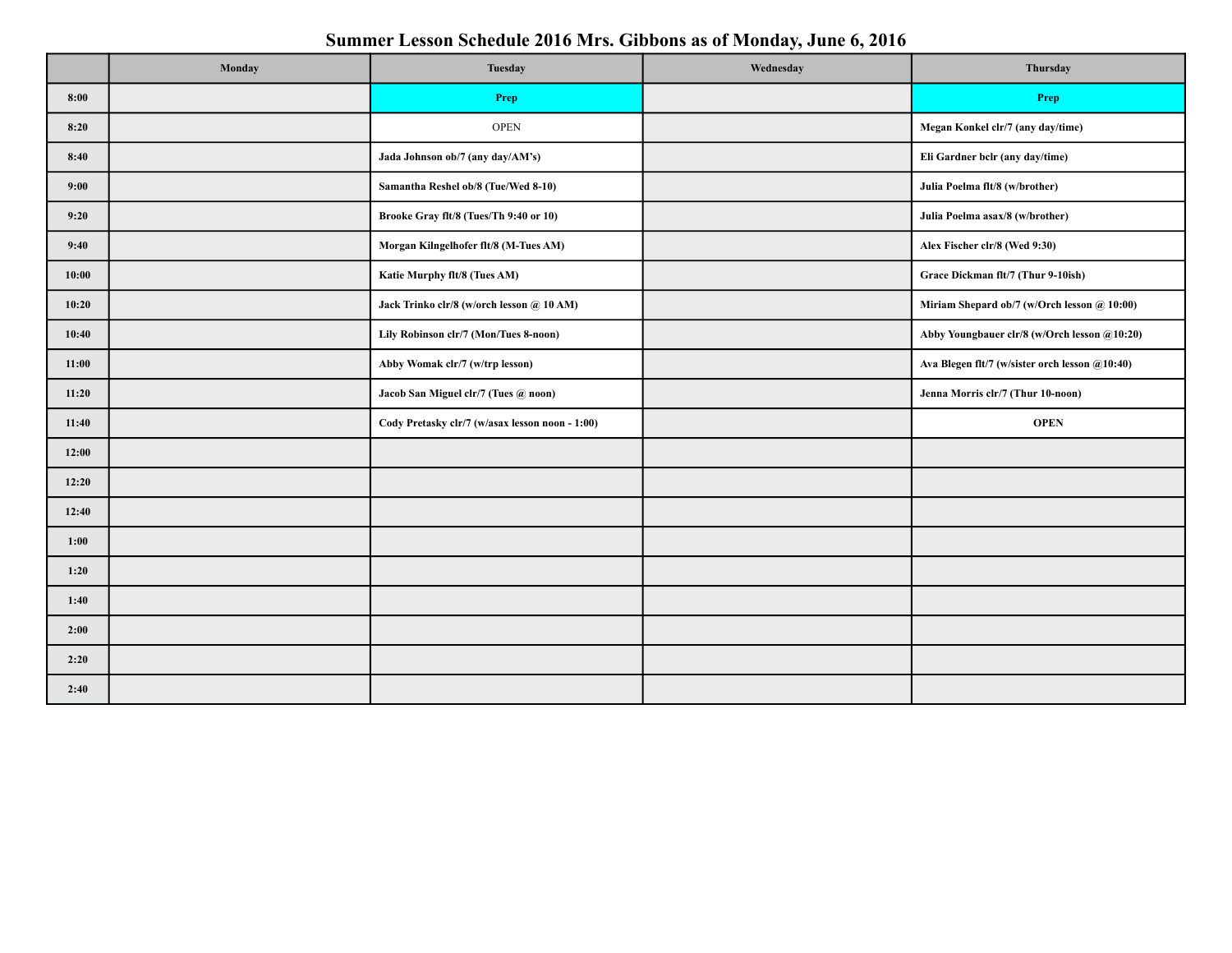# Summer Lesson Schedule 2016 Mrs. Gibbons as of Monday, June 6, 2016

| | Monday | Tuesday | Wednesday | Thursday |
|---|---|---|---|---|
| 8:00 | | **Prep** | | **Prep** |
| 8:20 | | OPEN | | **Megan Konkel clr/7 (any day/time)** |
| 8:40 | | **Jada Johnson ob/7 (any day/AM's)** | | **Eli Gardner bclr (any day/time)** |
| 9:00 | | **Samantha Reshel ob/8 (Tue/Wed 8-10)** | | **Julia Poelma flt/8 (w/brother)** |
| 9:20 | | **Brooke Gray flt/8 (Tues/Th 9:40 or 10)** | | **Julia Poelma asax/8 (w/brother)** |
| 9:40 | | **Morgan Kilngelhofer flt/8 (M-Tues AM)** | | **Alex Fischer clr/8 (Wed 9:30)** |
| 10:00 | | **Katie Murphy flt/8 (Tues AM)** | | **Grace Dickman flt/7 (Thur 9-10ish)** |
| 10:20 | | **Jack Trinko clr/8 (w/orch lesson @ 10 AM)** | | **Miriam Shepard ob/7 (w/Orch lesson @ 10:00)** |
| 10:40 | | **Lily Robinson clr/7 (Mon/Tues 8-noon)** | | **Abby Youngbauer clr/8 (w/Orch lesson @10:20)** |
| 11:00 | | **Abby Womak clr/7 (w/trp lesson)** | | **Ava Blegen flt/7 (w/sister orch lesson @10:40)** |
| 11:20 | | **Jacob San Miguel clr/7 (Tues @ noon)** | | **Jenna Morris clr/7 (Thur 10-noon)** |
| 11:40 | | **Cody Pretasky clr/7 (w/asax lesson noon - 1:00)** | | **OPEN** |
| 12:00 | | | | |
| 12:20 | | | | |
| 12:40 | | | | |
| 1:00 | | | | |
| 1:20 | | | | |
| 1:40 | | | | |
| 2:00 | | | | |
| 2:20 | | | | |
| 2:40 | | | | |